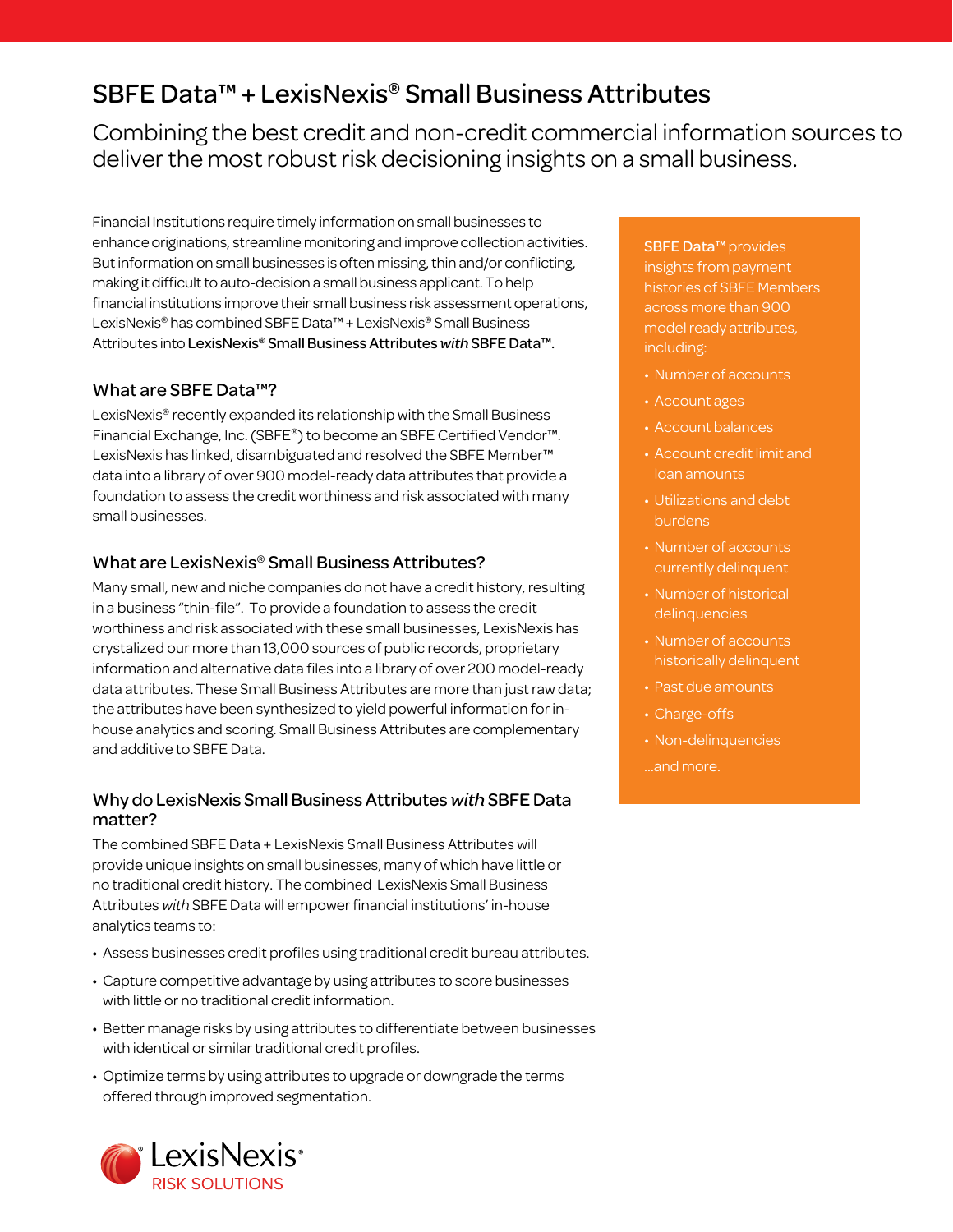# SBFE Data™ + LexisNexis® Small Business Attributes

## Combining the best credit and non-credit commercial information sources to deliver the most robust risk decisioning insights on a small business.

Financial Institutions require timely information on small businesses to enhance originations, streamline monitoring and improve collection activities. But information on small businesses is often missing, thin and/or conflicting, making it difficult to auto-decision a small business applicant. To help financial institutions improve their small business risk assessment operations, LexisNexis® has combined SBFE Data™ + LexisNexis® Small Business Attributes into **LexisNexis® Small Business Attributes *with* SBFE Data™**.

### What are SBFE Data™?

LexisNexis® recently expanded its relationship with the Small Business Financial Exchange, Inc. (SBFE®) to become an SBFE Certified Vendor™. LexisNexis has linked, disambiguated and resolved the SBFE Member™ data into a library of over 900 model-ready data attributes that provide a foundation to assess the credit worthiness and risk associated with many small businesses.

### What are LexisNexis® Small Business Attributes?

Many small, new and niche companies do not have a credit history, resulting in a business "thin-file". To provide a foundation to assess the credit worthiness and risk associated with these small businesses, LexisNexis has crystalized our more than 13,000 sources of public records, proprietary information and alternative data files into a library of over 200 model-ready data attributes. These Small Business Attributes are more than just raw data; the attributes have been synthesized to yield powerful information for in-house analytics and scoring. Small Business Attributes are complementary and additive to SBFE Data.

### Why do LexisNexis Small Business Attributes *with* SBFE Data matter?

The combined SBFE Data + LexisNexis Small Business Attributes will provide unique insights on small businesses, many of which have little or no traditional credit history. The combined LexisNexis Small Business Attributes *with* SBFE Data will empower financial institutions' in-house analytics teams to:

- Assess businesses credit profiles using traditional credit bureau attributes.
- Capture competitive advantage by using attributes to score businesses with little or no traditional credit information.
- Better manage risks by using attributes to differentiate between businesses with identical or similar traditional credit profiles.
- Optimize terms by using attributes to upgrade or downgrade the terms offered through improved segmentation.

**SBFE Data™** provides insights from payment histories of SBFE Members across more than 900 model ready attributes, including:

- Number of accounts
- Account ages
- Account balances
- Account credit limit and loan amounts
- Utilizations and debt burdens
- Number of accounts currently delinquent
- Number of historical delinquencies
- Number of accounts historically delinquent
- Past due amounts
- Charge-offs
- Non-delinquencies

...and more.

LexisNexis® RISK SOLUTIONS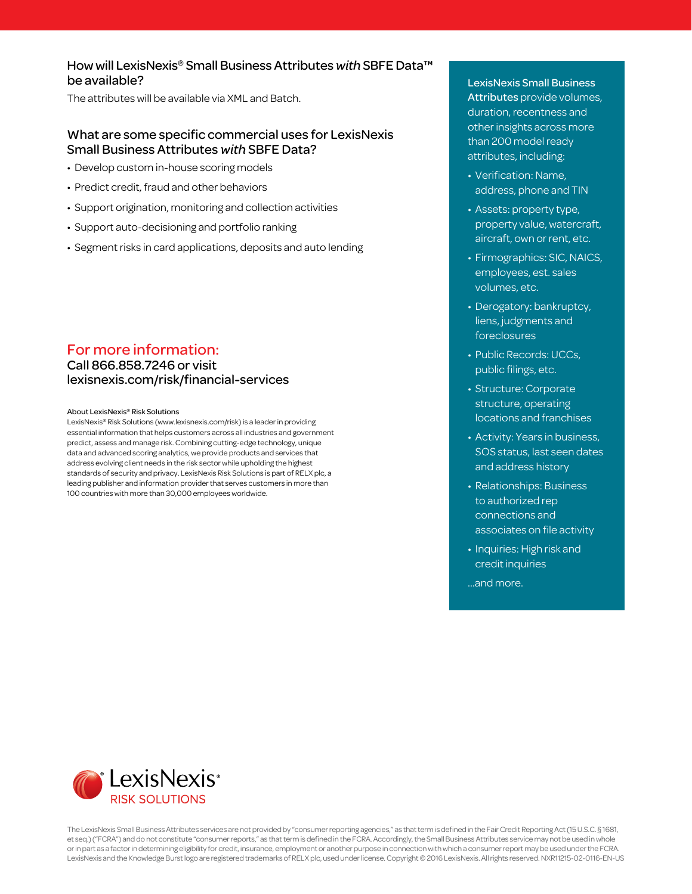## How will LexisNexis® Small Business Attributes *with* SBFE Data™ be available?

The attributes will be available via XML and Batch.

## What are some specific commercial uses for LexisNexis Small Business Attributes *with* SBFE Data?

- Develop custom in-house scoring models
- Predict credit, fraud and other behaviors
- Support origination, monitoring and collection activities
- Support auto-decisioning and portfolio ranking
- Segment risks in card applications, deposits and auto lending

**LexisNexis Small Business Attributes** provide volumes, duration, recentness and other insights across more than 200 model ready attributes, including:

- Verification: Name, address, phone and TIN
- Assets: property type, property value, watercraft, aircraft, own or rent, etc.
- Firmographics: SIC, NAICS, employees, est. sales volumes, etc.
- Derogatory: bankruptcy, liens, judgments and foreclosures
- Public Records: UCCs, public filings, etc.
- Structure: Corporate structure, operating locations and franchises
- Activity: Years in business, SOS status, last seen dates and address history
- Relationships: Business to authorized rep connections and associates on file activity
- Inquiries: High risk and credit inquiries

...and more.

## For more information:

Call 866.858.7246 or visit lexisnexis.com/risk/financial-services

**About LexisNexis® Risk Solutions**

LexisNexis® Risk Solutions (www.lexisnexis.com/risk) is a leader in providing essential information that helps customers across all industries and government predict, assess and manage risk. Combining cutting-edge technology, unique data and advanced scoring analytics, we provide products and services that address evolving client needs in the risk sector while upholding the highest standards of security and privacy. LexisNexis Risk Solutions is part of RELX plc, a leading publisher and information provider that serves customers in more than 100 countries with more than 30,000 employees worldwide.

LexisNexis® RISK SOLUTIONS

The LexisNexis Small Business Attributes services are not provided by "consumer reporting agencies," as that term is defined in the Fair Credit Reporting Act (15 U.S.C. § 1681, et seq.) ("FCRA") and do not constitute "consumer reports," as that term is defined in the FCRA. Accordingly, the Small Business Attributes service may not be used in whole or in part as a factor in determining eligibility for credit, insurance, employment or another purpose in connection with which a consumer report may be used under the FCRA. LexisNexis and the Knowledge Burst logo are registered trademarks of RELX plc, used under license. Copyright © 2016 LexisNexis. All rights reserved. NXR11215-02-0116-EN-US